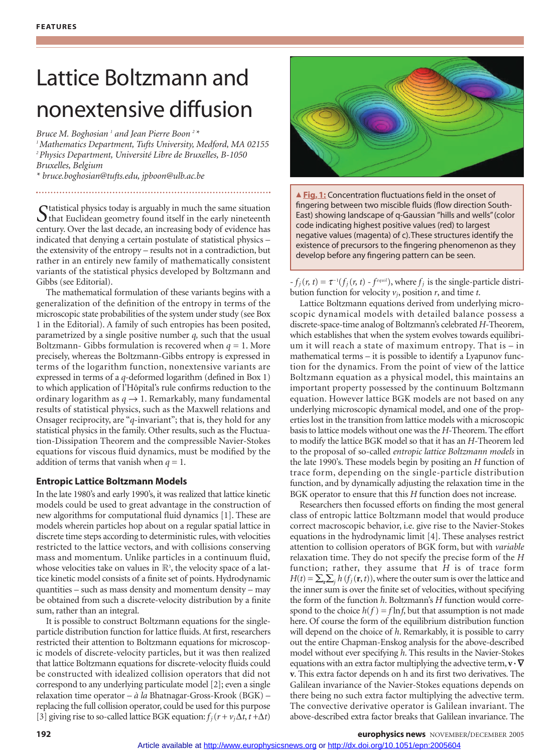# Lattice Boltzmann and nonextensive diffusion

*Bruce M. Boghosian [1] and Jean Pierre Boon [2] \**

*[1] Mathematics Department, Tufts University, Medford, MA 02155*

*[2] Physics Department, Université Libre de Bruxelles, B-1050 Bruxelles, Belgium*

*\* bruce.boghosian@tufts.edu, jpboon@ulb.ac.be*

Statistical physics today is arguably in much the same situation that Euclidean geometry found itself in the early nineteenth century. Over the last decade, an increasing body of evidence has indicated that denying a certain postulate of statistical physics – the extensivity of the entropy – results not in a contradiction, but rather in an entirely new family of mathematically consistent variants of the statistical physics developed by Boltzmann and Gibbs (see Editorial).

The mathematical formulation of these variants begins with a generalization of the definition of the entropy in terms of the microscopic state probabilities of the system under study (see Box 1 in the Editorial). A family of such entropies has been posited, parametrized by a single positive number $q$, such that the usual Boltzmann- Gibbs formulation is recovered when $q = 1$. More precisely, whereas the Boltzmann-Gibbs entropy is expressed in terms of the logarithm function, nonextensive variants are expressed in terms of a $q$-deformed logarithm (defined in Box 1) to which application of l'Hôpital's rule confirms reduction to the ordinary logarithm as $q \to 1$. Remarkably, many fundamental results of statistical physics, such as the Maxwell relations and Onsager reciprocity, are "$q$-invariant"; that is, they hold for any statistical physics in the family. Other results, such as the Fluctuation-Dissipation Theorem and the compressible Navier-Stokes equations for viscous fluid dynamics, must be modified by the addition of terms that vanish when $q = 1$.

### Entropic Lattice Boltzmann Models

In the late 1980's and early 1990's, it was realized that lattice kinetic models could be used to great advantage in the construction of new algorithms for computational fluid dynamics [1]. These are models wherein particles hop about on a regular spatial lattice in discrete time steps according to deterministic rules, with velocities restricted to the lattice vectors, and with collisions conserving mass and momentum. Unlike particles in a continuum fluid, whose velocities take on values in $\mathbb{R}^3$, the velocity space of a lattice kinetic model consists of a finite set of points. Hydrodynamic quantities – such as mass density and momentum density – may be obtained from such a discrete-velocity distribution by a finite sum, rather than an integral.

It is possible to construct Boltzmann equations for the single-particle distribution function for lattice fluids. At first, researchers restricted their attention to Boltzmann equations for microscopic models of discrete-velocity particles, but it was then realized that lattice Boltzmann equations for discrete-velocity fluids could be constructed with idealized collision operators that did not correspond to any underlying particulate model [2]; even a single relaxation time operator – *à la* Bhatnagar-Gross-Krook (BGK) – replacing the full collision operator, could be used for this purpose [3] giving rise to so-called lattice BGK equation: $f_j(r + v_j\Delta t, t + \Delta t) - f_j(r, t) = \tau^{-1}(f_j(r, t) - f^{equil})$, where $f_j$ is the single-particle distribution function for velocity $v_j$, position $r$, and time $t$.

**▲ Fig. 1:** Concentration fluctuations field in the onset of fingering between two miscible fluids (flow direction South-East) showing landscape of q-Gaussian "hills and wells" (color code indicating highest positive values (red) to largest negative values (magenta) of c). These structures identify the existence of precursors to the fingering phenomenon as they develop before any fingering pattern can be seen.

Lattice Boltzmann equations derived from underlying microscopic dynamical models with detailed balance possess a discrete-space-time analog of Boltzmann's celebrated $H$-Theorem, which establishes that when the system evolves towards equilibrium it will reach a state of maximum entropy. That is – in mathematical terms – it is possible to identify a Lyapunov function for the dynamics. From the point of view of the lattice Boltzmann equation as a physical model, this maintains an important property possessed by the continuum Boltzmann equation. However lattice BGK models are not based on any underlying microscopic dynamical model, and one of the properties lost in the transition from lattice models with a microscopic basis to lattice models without one was the $H$-Theorem. The effort to modify the lattice BGK model so that it has an $H$-Theorem led to the proposal of so-called *entropic lattice Boltzmann models* in the late 1990's. These models begin by positing an $H$ function of trace form, depending on the single-particle distribution function, and by dynamically adjusting the relaxation time in the BGK operator to ensure that this $H$ function does not increase.

Researchers then focussed efforts on finding the most general class of entropic lattice Boltzmann model that would produce correct macroscopic behavior, i.e. give rise to the Navier-Stokes equations in the hydrodynamic limit [4]. These analyses restrict attention to collision operators of BGK form, but with *variable* relaxation time. They do not specify the precise form of the $H$ function; rather, they assume that $H$ is of trace form $H(t) = \sum_{\mathbf{r}}\sum_j h(f_j(\mathbf{r}, t))$, where the outer sum is over the lattice and the inner sum is over the finite set of velocities, without specifying the form of the function $h$. Boltzmann's $H$ function would correspond to the choice $h(f) = f\ln f$, but that assumption is not made here. Of course the form of the equilibrium distribution function will depend on the choice of $h$. Remarkably, it is possible to carry out the entire Chapman-Enskog analysis for the above-described model without ever specifying $h$. This results in the Navier-Stokes equations with an extra factor multiplying the advective term, $\mathbf{v} \cdot \nabla \mathbf{v}$. This extra factor depends on h and its first two derivatives. The Galilean invariance of the Navier-Stokes equations depends on there being no such extra factor multiplying the advective term. The convective derivative operator is Galilean invariant. The above-described extra factor breaks that Galilean invariance. The

Article available at http://www.europhysicsnews.org or http://dx.doi.org/10.1051/epn:2005604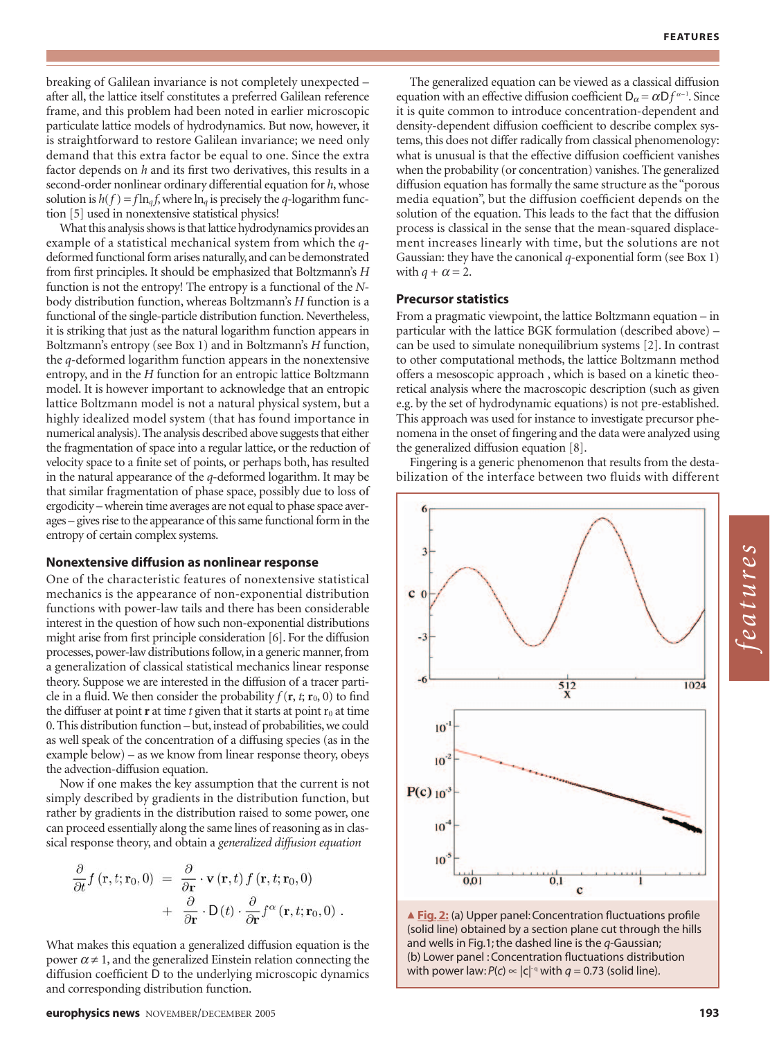breaking of Galilean invariance is not completely unexpected – after all, the lattice itself constitutes a preferred Galilean reference frame, and this problem had been noted in earlier microscopic particulate lattice models of hydrodynamics. But now, however, it is straightforward to restore Galilean invariance; we need only demand that this extra factor be equal to one. Since the extra factor depends on $h$ and its first two derivatives, this results in a second-order nonlinear ordinary differential equation for $h$, whose solution is $h(f) = f\ln_q f$, where $\ln_q$ is precisely the $q$-logarithm function [5] used in nonextensive statistical physics!

What this analysis shows is that lattice hydrodynamics provides an example of a statistical mechanical system from which the $q$-deformed functional form arises naturally, and can be demonstrated from first principles. It should be emphasized that Boltzmann's $H$ function is not the entropy! The entropy is a functional of the $N$-body distribution function, whereas Boltzmann's $H$ function is a functional of the single-particle distribution function. Nevertheless, it is striking that just as the natural logarithm function appears in Boltzmann's entropy (see Box 1) and in Boltzmann's $H$ function, the $q$-deformed logarithm function appears in the nonextensive entropy, and in the $H$ function for an entropic lattice Boltzmann model. It is however important to acknowledge that an entropic lattice Boltzmann model is not a natural physical system, but a highly idealized model system (that has found importance in numerical analysis). The analysis described above suggests that either the fragmentation of space into a regular lattice, or the reduction of velocity space to a finite set of points, or perhaps both, has resulted in the natural appearance of the $q$-deformed logarithm. It may be that similar fragmentation of phase space, possibly due to loss of ergodicity – wherein time averages are not equal to phase space averages – gives rise to the appearance of this same functional form in the entropy of certain complex systems.

### Nonextensive diffusion as nonlinear response

One of the characteristic features of nonextensive statistical mechanics is the appearance of non-exponential distribution functions with power-law tails and there has been considerable interest in the question of how such non-exponential distributions might arise from first principle consideration [6]. For the diffusion processes, power-law distributions follow, in a generic manner, from a generalization of classical statistical mechanics linear response theory. Suppose we are interested in the diffusion of a tracer particle in a fluid. We then consider the probability $f(\mathbf{r}, t; \mathbf{r}_0, 0)$ to find the diffuser at point $\mathbf{r}$ at time $t$ given that it starts at point $r_0$ at time 0. This distribution function – but, instead of probabilities, we could as well speak of the concentration of a diffusing species (as in the example below) – as we know from linear response theory, obeys the advection-diffusion equation.

Now if one makes the key assumption that the current is not simply described by gradients in the distribution function, but rather by gradients in the distribution raised to some power, one can proceed essentially along the same lines of reasoning as in classical response theory, and obtain a *generalized diffusion equation*

$$
\begin{aligned}
\frac{\partial}{\partial t} f(\mathbf{r}, t; \mathbf{r}_0, 0) \; = \; & \frac{\partial}{\partial \mathbf{r}} \cdot \mathbf{v}(\mathbf{r}, t) \, f(\mathbf{r}, t; \mathbf{r}_0, 0) \\
& + \; \frac{\partial}{\partial \mathbf{r}} \cdot \mathsf{D}(t) \cdot \frac{\partial}{\partial \mathbf{r}} f^{\alpha}(\mathbf{r}, t; \mathbf{r}_0, 0) \, .
\end{aligned}
$$

What makes this equation a generalized diffusion equation is the power $\alpha \neq 1$, and the generalized Einstein relation connecting the diffusion coefficient $\mathsf{D}$ to the underlying microscopic dynamics and corresponding distribution function.

The generalized equation can be viewed as a classical diffusion equation with an effective diffusion coefficient $\mathsf{D}_\alpha = \alpha \mathsf{D} f^{\alpha-1}$. Since it is quite common to introduce concentration-dependent and density-dependent diffusion coefficient to describe complex systems, this does not differ radically from classical phenomenology: what is unusual is that the effective diffusion coefficient vanishes when the probability (or concentration) vanishes. The generalized diffusion equation has formally the same structure as the "porous media equation", but the diffusion coefficient depends on the solution of the equation. This leads to the fact that the diffusion process is classical in the sense that the mean-squared displacement increases linearly with time, but the solutions are not Gaussian: they have the canonical $q$-exponential form (see Box 1) with $q + \alpha = 2$.

### Precursor statistics

From a pragmatic viewpoint, the lattice Boltzmann equation – in particular with the lattice BGK formulation (described above) – can be used to simulate nonequilibrium systems [2]. In contrast to other computational methods, the lattice Boltzmann method offers a mesoscopic approach , which is based on a kinetic theoretical analysis where the macroscopic description (such as given e.g. by the set of hydrodynamic equations) is not pre-established. This approach was used for instance to investigate precursor phenomena in the onset of fingering and the data were analyzed using the generalized diffusion equation [8].

Fingering is a generic phenomenon that results from the destabilization of the interface between two fluids with different

**▲ Fig. 2:** (a) Upper panel: Concentration fluctuations profile (solid line) obtained by a section plane cut through the hills and wells in Fig.1; the dashed line is the $q$-Gaussian; (b) Lower panel : Concentration fluctuations distribution with power law: $P(c) \propto |c|^{-q}$ with $q = 0.73$ (solid line).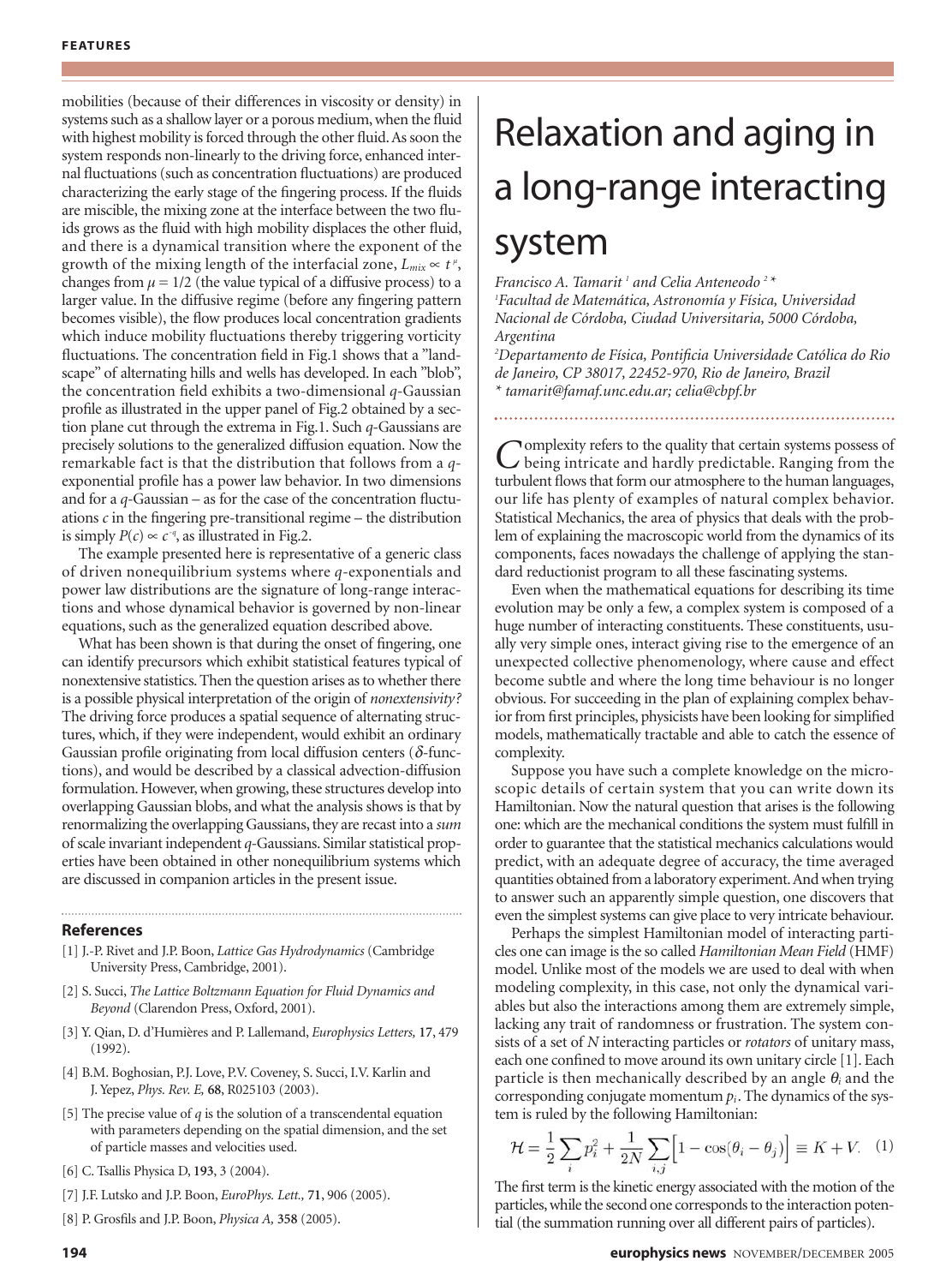mobilities (because of their differences in viscosity or density) in systems such as a shallow layer or a porous medium, when the fluid with highest mobility is forced through the other fluid. As soon the system responds non-linearly to the driving force, enhanced internal fluctuations (such as concentration fluctuations) are produced characterizing the early stage of the fingering process. If the fluids are miscible, the mixing zone at the interface between the two fluids grows as the fluid with high mobility displaces the other fluid, and there is a dynamical transition where the exponent of the growth of the mixing length of the interfacial zone, $L_{mix} \propto t^{\mu}$, changes from $\mu = 1/2$ (the value typical of a diffusive process) to a larger value. In the diffusive regime (before any fingering pattern becomes visible), the flow produces local concentration gradients which induce mobility fluctuations thereby triggering vorticity fluctuations. The concentration field in Fig.1 shows that a "landscape" of alternating hills and wells has developed. In each "blob", the concentration field exhibits a two-dimensional $q$-Gaussian profile as illustrated in the upper panel of Fig.2 obtained by a section plane cut through the extrema in Fig.1. Such $q$-Gaussians are precisely solutions to the generalized diffusion equation. Now the remarkable fact is that the distribution that follows from a $q$-exponential profile has a power law behavior. In two dimensions and for a $q$-Gaussian – as for the case of the concentration fluctuations $c$ in the fingering pre-transitional regime – the distribution is simply $P(c) \propto c^{-q}$, as illustrated in Fig.2.

The example presented here is representative of a generic class of driven nonequilibrium systems where $q$-exponentials and power law distributions are the signature of long-range interactions and whose dynamical behavior is governed by non-linear equations, such as the generalized equation described above.

What has been shown is that during the onset of fingering, one can identify precursors which exhibit statistical features typical of nonextensive statistics. Then the question arises as to whether there is a possible physical interpretation of the origin of *nonextensivity?* The driving force produces a spatial sequence of alternating structures, which, if they were independent, would exhibit an ordinary Gaussian profile originating from local diffusion centers ($\delta$-functions), and would be described by a classical advection-diffusion formulation. However, when growing, these structures develop into overlapping Gaussian blobs, and what the analysis shows is that by renormalizing the overlapping Gaussians, they are recast into a *sum* of scale invariant independent $q$-Gaussians. Similar statistical properties have been obtained in other nonequilibrium systems which are discussed in companion articles in the present issue.

## References

[1] J.-P. Rivet and J.P. Boon, *Lattice Gas Hydrodynamics* (Cambridge University Press, Cambridge, 2001).

[2] S. Succi, *The Lattice Boltzmann Equation for Fluid Dynamics and Beyond* (Clarendon Press, Oxford, 2001).

[3] Y. Qian, D. d'Humières and P. Lallemand, *Europhysics Letters,* **17**, 479 (1992).

[4] B.M. Boghosian, P.J. Love, P.V. Coveney, S. Succi, I.V. Karlin and J. Yepez, *Phys. Rev. E,* **68**, R025103 (2003).

[5] The precise value of $q$ is the solution of a transcendental equation with parameters depending on the spatial dimension, and the set of particle masses and velocities used.

[6] C. Tsallis Physica D, **193**, 3 (2004).

[7] J.F. Lutsko and J.P. Boon, *EuroPhys. Lett.,* **71**, 906 (2005).

[8] P. Grosfils and J.P. Boon, *Physica A,* **358** (2005).

# Relaxation and aging in a long-range interacting system

*Francisco A. Tamarit [1] and Celia Anteneodo [2] \**

[1] *Facultad de Matemática, Astronomía y Física, Universidad Nacional de Córdoba, Ciudad Universitaria, 5000 Córdoba, Argentina*

[2] *Departamento de Física, Pontificia Universidade Católica do Rio de Janeiro, CP 38017, 22452-970, Rio de Janeiro, Brazil*

*\* tamarit@famaf.unc.edu.ar; celia@cbpf.br*

Complexity refers to the quality that certain systems possess of being intricate and hardly predictable. Ranging from the turbulent flows that form our atmosphere to the human languages, our life has plenty of examples of natural complex behavior. Statistical Mechanics, the area of physics that deals with the problem of explaining the macroscopic world from the dynamics of its components, faces nowadays the challenge of applying the standard reductionist program to all these fascinating systems.

Even when the mathematical equations for describing its time evolution may be only a few, a complex system is composed of a huge number of interacting constituents. These constituents, usually very simple ones, interact giving rise to the emergence of an unexpected collective phenomenology, where cause and effect become subtle and where the long time behaviour is no longer obvious. For succeeding in the plan of explaining complex behavior from first principles, physicists have been looking for simplified models, mathematically tractable and able to catch the essence of complexity.

Suppose you have such a complete knowledge on the microscopic details of certain system that you can write down its Hamiltonian. Now the natural question that arises is the following one: which are the mechanical conditions the system must fulfill in order to guarantee that the statistical mechanics calculations would predict, with an adequate degree of accuracy, the time averaged quantities obtained from a laboratory experiment. And when trying to answer such an apparently simple question, one discovers that even the simplest systems can give place to very intricate behaviour.

Perhaps the simplest Hamiltonian model of interacting particles one can image is the so called *Hamiltonian Mean Field* (HMF) model. Unlike most of the models we are used to deal with when modeling complexity, in this case, not only the dynamical variables but also the interactions among them are extremely simple, lacking any trait of randomness or frustration. The system consists of a set of $N$ interacting particles or *rotators* of unitary mass, each one confined to move around its own unitary circle [1]. Each particle is then mechanically described by an angle $\theta_i$ and the corresponding conjugate momentum $p_i$. The dynamics of the system is ruled by the following Hamiltonian:

$$\mathcal{H} = \frac{1}{2}\sum_i p_i^2 + \frac{1}{2N}\sum_{i,j}\Big[1 - \cos(\theta_i - \theta_j)\Big] \equiv K + V. \quad (1)$$

The first term is the kinetic energy associated with the motion of the particles, while the second one corresponds to the interaction potential (the summation running over all different pairs of particles).